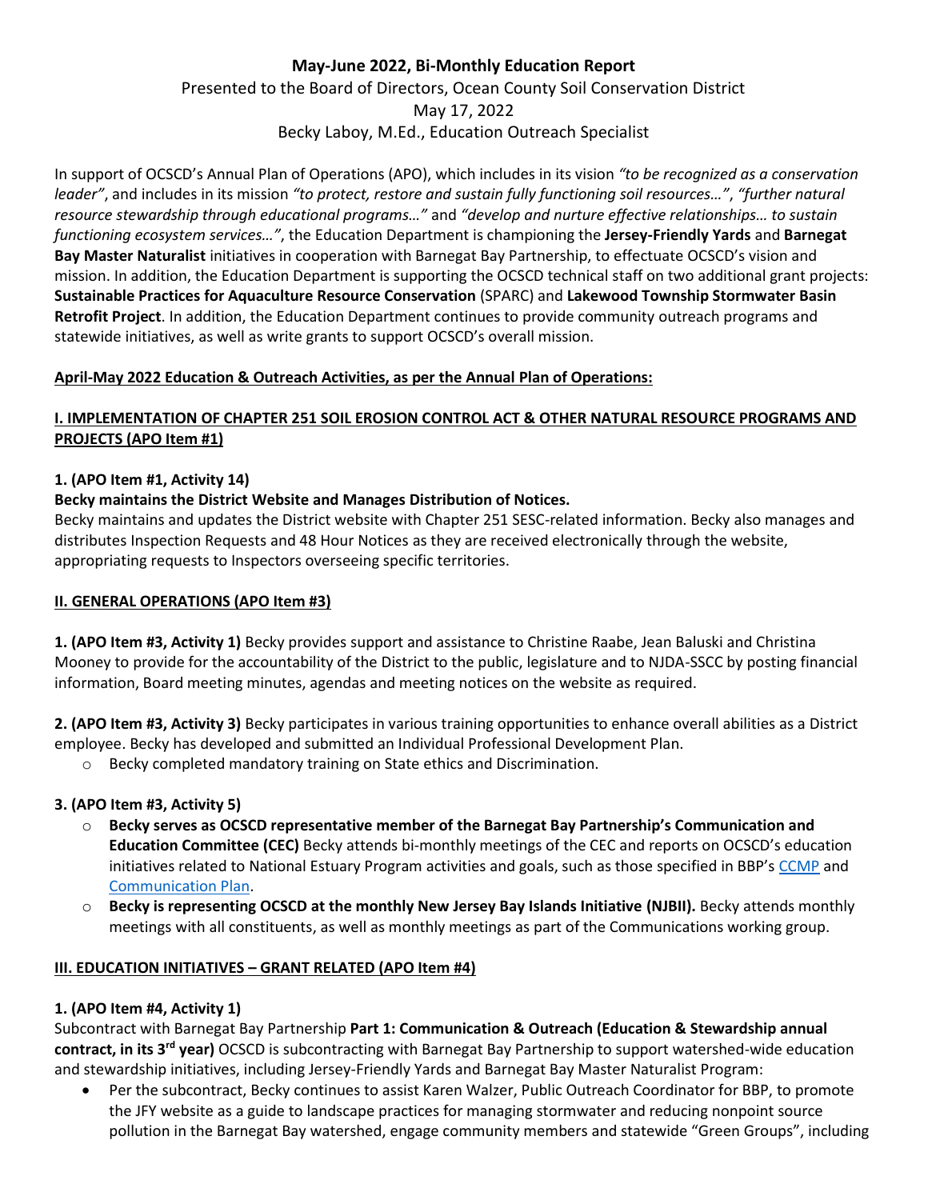**May-June 2022, Bi-Monthly Education Report**

Presented to the Board of Directors, Ocean County Soil Conservation District

May 17, 2022

Becky Laboy, M.Ed., Education Outreach Specialist

In support of OCSCD's Annual Plan of Operations (APO), which includes in its vision *"to be recognized as a conservation leader"*, and includes in its mission *"to protect, restore and sustain fully functioning soil resources…"*, *"further natural resource stewardship through educational programs…"* and *"develop and nurture effective relationships… to sustain functioning ecosystem services…"*, the Education Department is championing the **Jersey-Friendly Yards** and **Barnegat Bay Master Naturalist** initiatives in cooperation with Barnegat Bay Partnership, to effectuate OCSCD's vision and mission. In addition, the Education Department is supporting the OCSCD technical staff on two additional grant projects: **Sustainable Practices for Aquaculture Resource Conservation** (SPARC) and **Lakewood Township Stormwater Basin Retrofit Project**. In addition, the Education Department continues to provide community outreach programs and statewide initiatives, as well as write grants to support OCSCD's overall mission.

**April-May 2022 Education & Outreach Activities, as per the Annual Plan of Operations:**

## I. IMPLEMENTATION OF CHAPTER 251 SOIL EROSION CONTROL ACT & OTHER NATURAL RESOURCE PROGRAMS AND PROJECTS (APO Item #1)

**1. (APO Item #1, Activity 14)**

**Becky maintains the District Website and Manages Distribution of Notices.**

Becky maintains and updates the District website with Chapter 251 SESC-related information. Becky also manages and distributes Inspection Requests and 48 Hour Notices as they are received electronically through the website, appropriating requests to Inspectors overseeing specific territories.

## II. GENERAL OPERATIONS (APO Item #3)

**1. (APO Item #3, Activity 1)** Becky provides support and assistance to Christine Raabe, Jean Baluski and Christina Mooney to provide for the accountability of the District to the public, legislature and to NJDA-SSCC by posting financial information, Board meeting minutes, agendas and meeting notices on the website as required.

**2. (APO Item #3, Activity 3)** Becky participates in various training opportunities to enhance overall abilities as a District employee. Becky has developed and submitted an Individual Professional Development Plan.

- Becky completed mandatory training on State ethics and Discrimination.

**3. (APO Item #3, Activity 5)**

- **Becky serves as OCSCD representative member of the Barnegat Bay Partnership's Communication and Education Committee (CEC)** Becky attends bi-monthly meetings of the CEC and reports on OCSCD's education initiatives related to National Estuary Program activities and goals, such as those specified in BBP's CCMP and Communication Plan.
- **Becky is representing OCSCD at the monthly New Jersey Bay Islands Initiative (NJBII).** Becky attends monthly meetings with all constituents, as well as monthly meetings as part of the Communications working group.

## III. EDUCATION INITIATIVES – GRANT RELATED (APO Item #4)

**1. (APO Item #4, Activity 1)**

Subcontract with Barnegat Bay Partnership **Part 1: Communication & Outreach (Education & Stewardship annual contract, in its 3rd year)** OCSCD is subcontracting with Barnegat Bay Partnership to support watershed-wide education and stewardship initiatives, including Jersey-Friendly Yards and Barnegat Bay Master Naturalist Program:

- Per the subcontract, Becky continues to assist Karen Walzer, Public Outreach Coordinator for BBP, to promote the JFY website as a guide to landscape practices for managing stormwater and reducing nonpoint source pollution in the Barnegat Bay watershed, engage community members and statewide "Green Groups", including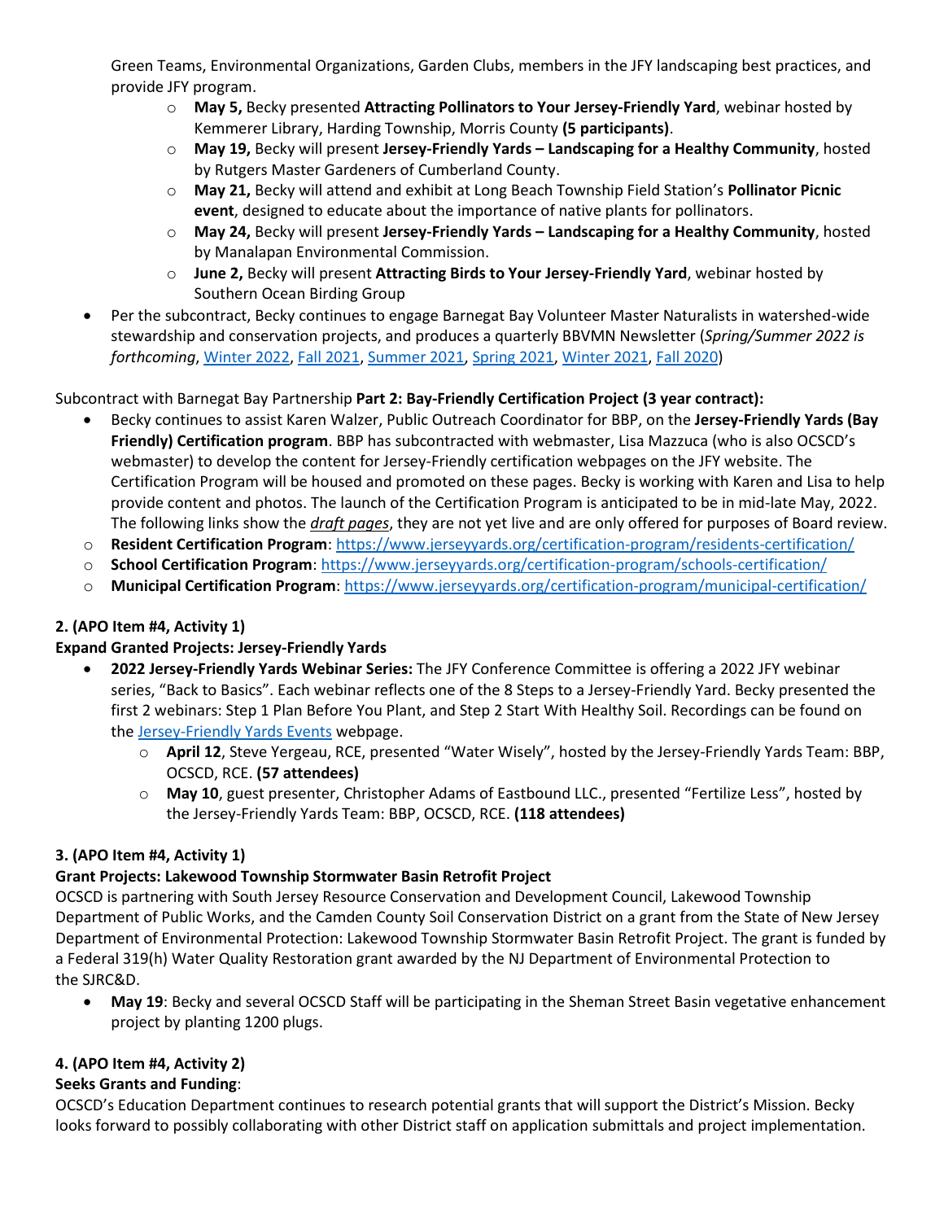Green Teams, Environmental Organizations, Garden Clubs, members in the JFY landscaping best practices, and provide JFY program.

  - **May 5,** Becky presented **Attracting Pollinators to Your Jersey-Friendly Yard**, webinar hosted by Kemmerer Library, Harding Township, Morris County **(5 participants)**.
  - **May 19,** Becky will present **Jersey-Friendly Yards – Landscaping for a Healthy Community**, hosted by Rutgers Master Gardeners of Cumberland County.
  - **May 21,** Becky will attend and exhibit at Long Beach Township Field Station's **Pollinator Picnic event**, designed to educate about the importance of native plants for pollinators.
  - **May 24,** Becky will present **Jersey-Friendly Yards – Landscaping for a Healthy Community**, hosted by Manalapan Environmental Commission.
  - **June 2,** Becky will present **Attracting Birds to Your Jersey-Friendly Yard**, webinar hosted by Southern Ocean Birding Group

- Per the subcontract, Becky continues to engage Barnegat Bay Volunteer Master Naturalists in watershed-wide stewardship and conservation projects, and produces a quarterly BBVMN Newsletter (*Spring/Summer 2022 is forthcoming*, Winter 2022, Fall 2021, Summer 2021, Spring 2021, Winter 2021, Fall 2020)

Subcontract with Barnegat Bay Partnership **Part 2: Bay-Friendly Certification Project (3 year contract):**

- Becky continues to assist Karen Walzer, Public Outreach Coordinator for BBP, on the **Jersey-Friendly Yards (Bay Friendly) Certification program**. BBP has subcontracted with webmaster, Lisa Mazzuca (who is also OCSCD's webmaster) to develop the content for Jersey-Friendly certification webpages on the JFY website. The Certification Program will be housed and promoted on these pages. Becky is working with Karen and Lisa to help provide content and photos. The launch of the Certification Program is anticipated to be in mid-late May, 2022. The following links show the ***draft pages***, they are not yet live and are only offered for purposes of Board review.
  - **Resident Certification Program**: https://www.jerseyyards.org/certification-program/residents-certification/
  - **School Certification Program**: https://www.jerseyyards.org/certification-program/schools-certification/
  - **Municipal Certification Program**: https://www.jerseyyards.org/certification-program/municipal-certification/

**2. (APO Item #4, Activity 1)**

**Expand Granted Projects: Jersey-Friendly Yards**

- **2022 Jersey-Friendly Yards Webinar Series:** The JFY Conference Committee is offering a 2022 JFY webinar series, "Back to Basics". Each webinar reflects one of the 8 Steps to a Jersey-Friendly Yard. Becky presented the first 2 webinars: Step 1 Plan Before You Plant, and Step 2 Start With Healthy Soil. Recordings can be found on the Jersey-Friendly Yards Events webpage.
  - **April 12**, Steve Yergeau, RCE, presented "Water Wisely", hosted by the Jersey-Friendly Yards Team: BBP, OCSCD, RCE. **(57 attendees)**
  - **May 10**, guest presenter, Christopher Adams of Eastbound LLC., presented "Fertilize Less", hosted by the Jersey-Friendly Yards Team: BBP, OCSCD, RCE. **(118 attendees)**

**3. (APO Item #4, Activity 1)**

**Grant Projects: Lakewood Township Stormwater Basin Retrofit Project**

OCSCD is partnering with South Jersey Resource Conservation and Development Council, Lakewood Township Department of Public Works, and the Camden County Soil Conservation District on a grant from the State of New Jersey Department of Environmental Protection: Lakewood Township Stormwater Basin Retrofit Project. The grant is funded by a Federal 319(h) Water Quality Restoration grant awarded by the NJ Department of Environmental Protection to the SJRC&D.

- **May 19**: Becky and several OCSCD Staff will be participating in the Sheman Street Basin vegetative enhancement project by planting 1200 plugs.

**4. (APO Item #4, Activity 2)**

**Seeks Grants and Funding**:

OCSCD's Education Department continues to research potential grants that will support the District's Mission. Becky looks forward to possibly collaborating with other District staff on application submittals and project implementation.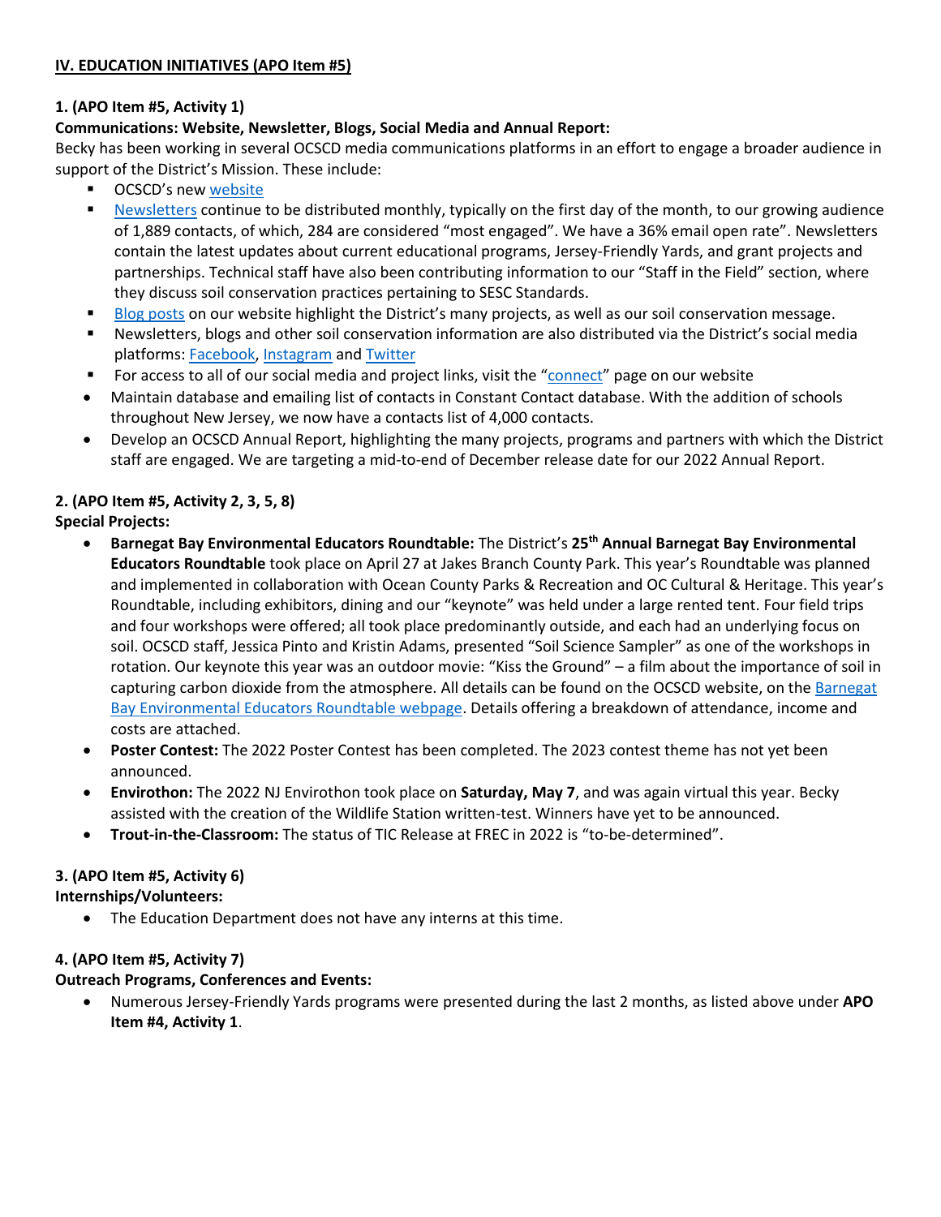**IV. EDUCATION INITIATIVES (APO Item #5)**

**1. (APO Item #5, Activity 1)**

**Communications: Website, Newsletter, Blogs, Social Media and Annual Report:**

Becky has been working in several OCSCD media communications platforms in an effort to engage a broader audience in support of the District's Mission. These include:

- OCSCD's new website
- Newsletters continue to be distributed monthly, typically on the first day of the month, to our growing audience of 1,889 contacts, of which, 284 are considered "most engaged". We have a 36% email open rate". Newsletters contain the latest updates about current educational programs, Jersey-Friendly Yards, and grant projects and partnerships. Technical staff have also been contributing information to our "Staff in the Field" section, where they discuss soil conservation practices pertaining to SESC Standards.
- Blog posts on our website highlight the District's many projects, as well as our soil conservation message.
- Newsletters, blogs and other soil conservation information are also distributed via the District's social media platforms: Facebook, Instagram and Twitter
- For access to all of our social media and project links, visit the "connect" page on our website

- Maintain database and emailing list of contacts in Constant Contact database. With the addition of schools throughout New Jersey, we now have a contacts list of 4,000 contacts.
- Develop an OCSCD Annual Report, highlighting the many projects, programs and partners with which the District staff are engaged. We are targeting a mid-to-end of December release date for our 2022 Annual Report.

**2. (APO Item #5, Activity 2, 3, 5, 8)**

**Special Projects:**

- **Barnegat Bay Environmental Educators Roundtable:** The District's **25th Annual Barnegat Bay Environmental Educators Roundtable** took place on April 27 at Jakes Branch County Park. This year's Roundtable was planned and implemented in collaboration with Ocean County Parks & Recreation and OC Cultural & Heritage. This year's Roundtable, including exhibitors, dining and our "keynote" was held under a large rented tent. Four field trips and four workshops were offered; all took place predominantly outside, and each had an underlying focus on soil. OCSCD staff, Jessica Pinto and Kristin Adams, presented "Soil Science Sampler" as one of the workshops in rotation. Our keynote this year was an outdoor movie: "Kiss the Ground" – a film about the importance of soil in capturing carbon dioxide from the atmosphere. All details can be found on the OCSCD website, on the Barnegat Bay Environmental Educators Roundtable webpage. Details offering a breakdown of attendance, income and costs are attached.
- **Poster Contest:** The 2022 Poster Contest has been completed. The 2023 contest theme has not yet been announced.
- **Envirothon:** The 2022 NJ Envirothon took place on **Saturday, May 7**, and was again virtual this year. Becky assisted with the creation of the Wildlife Station written-test. Winners have yet to be announced.
- **Trout-in-the-Classroom:** The status of TIC Release at FREC in 2022 is "to-be-determined".

**3. (APO Item #5, Activity 6)**

**Internships/Volunteers:**

- The Education Department does not have any interns at this time.

**4. (APO Item #5, Activity 7)**

**Outreach Programs, Conferences and Events:**

- Numerous Jersey-Friendly Yards programs were presented during the last 2 months, as listed above under **APO Item #4, Activity 1**.